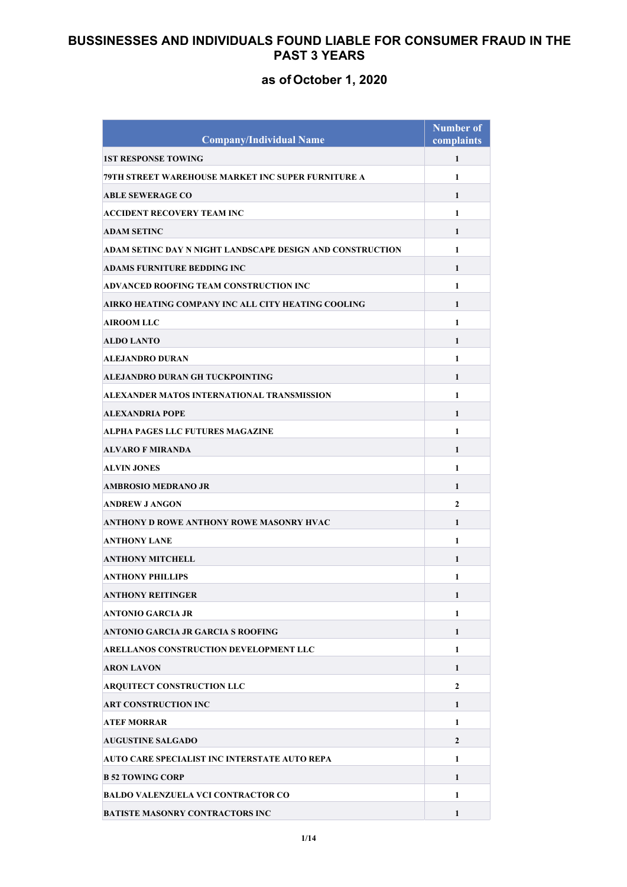# BUSSINESSES AND INDIVIDUALS FOUND LIABLE FOR CONSUMER FRAUD IN THE PAST 3 YEARS

## as of October 1, 2020

| Company/Individual Name | Number of complaints |
|---|---|
| 1ST RESPONSE TOWING | 1 |
| 79TH STREET WAREHOUSE MARKET INC SUPER FURNITURE A | 1 |
| ABLE SEWERAGE CO | 1 |
| ACCIDENT RECOVERY TEAM INC | 1 |
| ADAM SETINC | 1 |
| ADAM SETINC DAY N NIGHT LANDSCAPE DESIGN AND CONSTRUCTION | 1 |
| ADAMS FURNITURE BEDDING INC | 1 |
| ADVANCED ROOFING TEAM CONSTRUCTION INC | 1 |
| AIRKO HEATING COMPANY INC ALL CITY HEATING COOLING | 1 |
| AIROOM LLC | 1 |
| ALDO LANTO | 1 |
| ALEJANDRO DURAN | 1 |
| ALEJANDRO DURAN GH TUCKPOINTING | 1 |
| ALEXANDER MATOS INTERNATIONAL TRANSMISSION | 1 |
| ALEXANDRIA POPE | 1 |
| ALPHA PAGES LLC FUTURES MAGAZINE | 1 |
| ALVARO F MIRANDA | 1 |
| ALVIN JONES | 1 |
| AMBROSIO MEDRANO JR | 1 |
| ANDREW J ANGON | 2 |
| ANTHONY D ROWE ANTHONY ROWE MASONRY HVAC | 1 |
| ANTHONY LANE | 1 |
| ANTHONY MITCHELL | 1 |
| ANTHONY PHILLIPS | 1 |
| ANTHONY REITINGER | 1 |
| ANTONIO GARCIA JR | 1 |
| ANTONIO GARCIA JR GARCIA S ROOFING | 1 |
| ARELLANOS CONSTRUCTION DEVELOPMENT LLC | 1 |
| ARON LAVON | 1 |
| ARQUITECT CONSTRUCTION LLC | 2 |
| ART CONSTRUCTION INC | 1 |
| ATEF MORRAR | 1 |
| AUGUSTINE SALGADO | 2 |
| AUTO CARE SPECIALIST INC INTERSTATE AUTO REPA | 1 |
| B 52 TOWING CORP | 1 |
| BALDO VALENZUELA VCI CONTRACTOR CO | 1 |
| BATISTE MASONRY CONTRACTORS INC | 1 |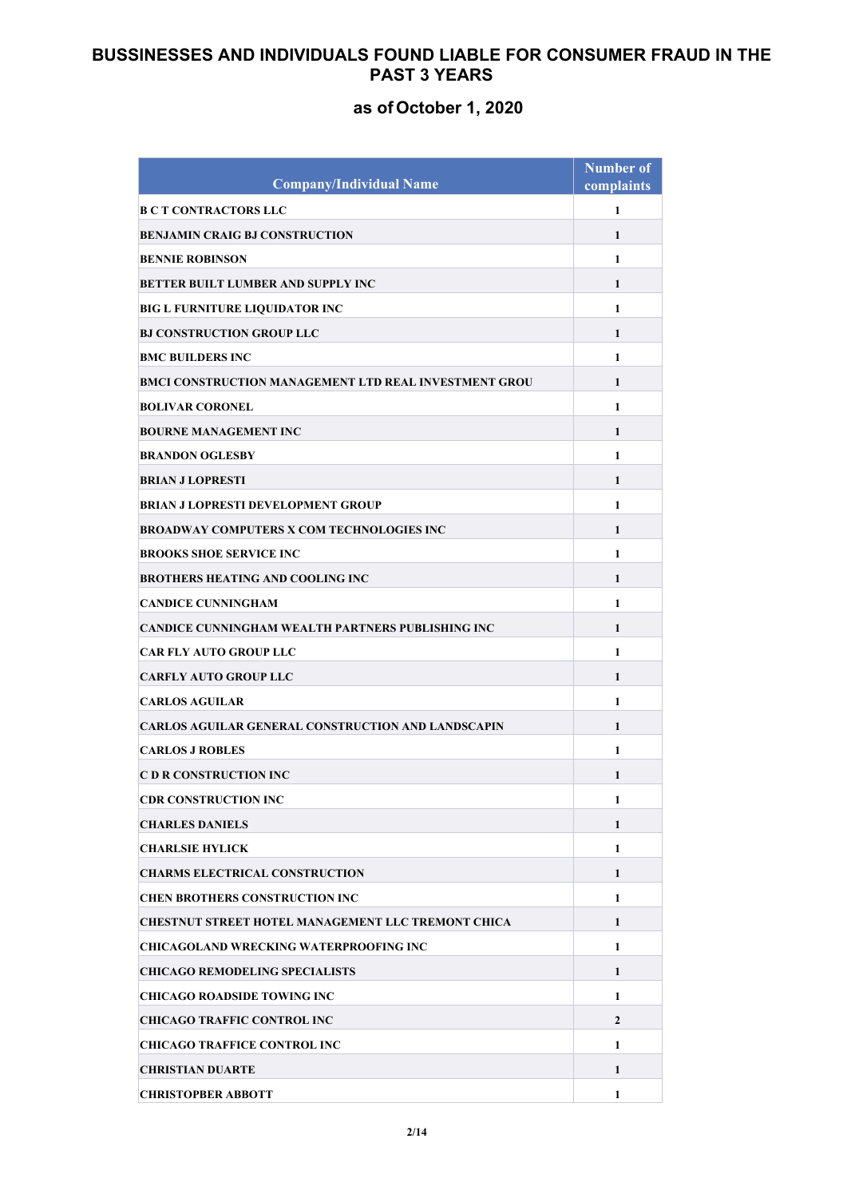# BUSSINESSES AND INDIVIDUALS FOUND LIABLE FOR CONSUMER FRAUD IN THE PAST 3 YEARS

## as of October 1, 2020

| Company/Individual Name | Number of complaints |
|---|---|
| B C T CONTRACTORS LLC | 1 |
| BENJAMIN CRAIG BJ CONSTRUCTION | 1 |
| BENNIE ROBINSON | 1 |
| BETTER BUILT LUMBER AND SUPPLY INC | 1 |
| BIG L FURNITURE LIQUIDATOR INC | 1 |
| BJ CONSTRUCTION GROUP LLC | 1 |
| BMC BUILDERS INC | 1 |
| BMCI CONSTRUCTION MANAGEMENT LTD REAL INVESTMENT GROU | 1 |
| BOLIVAR CORONEL | 1 |
| BOURNE MANAGEMENT INC | 1 |
| BRANDON OGLESBY | 1 |
| BRIAN J LOPRESTI | 1 |
| BRIAN J LOPRESTI DEVELOPMENT GROUP | 1 |
| BROADWAY COMPUTERS X COM TECHNOLOGIES INC | 1 |
| BROOKS SHOE SERVICE INC | 1 |
| BROTHERS HEATING AND COOLING INC | 1 |
| CANDICE CUNNINGHAM | 1 |
| CANDICE CUNNINGHAM WEALTH PARTNERS PUBLISHING INC | 1 |
| CAR FLY AUTO GROUP LLC | 1 |
| CARFLY AUTO GROUP LLC | 1 |
| CARLOS AGUILAR | 1 |
| CARLOS AGUILAR GENERAL CONSTRUCTION AND LANDSCAPIN | 1 |
| CARLOS J ROBLES | 1 |
| C D R CONSTRUCTION INC | 1 |
| CDR CONSTRUCTION INC | 1 |
| CHARLES DANIELS | 1 |
| CHARLSIE HYLICK | 1 |
| CHARMS ELECTRICAL CONSTRUCTION | 1 |
| CHEN BROTHERS CONSTRUCTION INC | 1 |
| CHESTNUT STREET HOTEL MANAGEMENT LLC TREMONT CHICA | 1 |
| CHICAGOLAND WRECKING WATERPROOFING INC | 1 |
| CHICAGO REMODELING SPECIALISTS | 1 |
| CHICAGO ROADSIDE TOWING INC | 1 |
| CHICAGO TRAFFIC CONTROL INC | 2 |
| CHICAGO TRAFFICE CONTROL INC | 1 |
| CHRISTIAN DUARTE | 1 |
| CHRISTOPBER ABBOTT | 1 |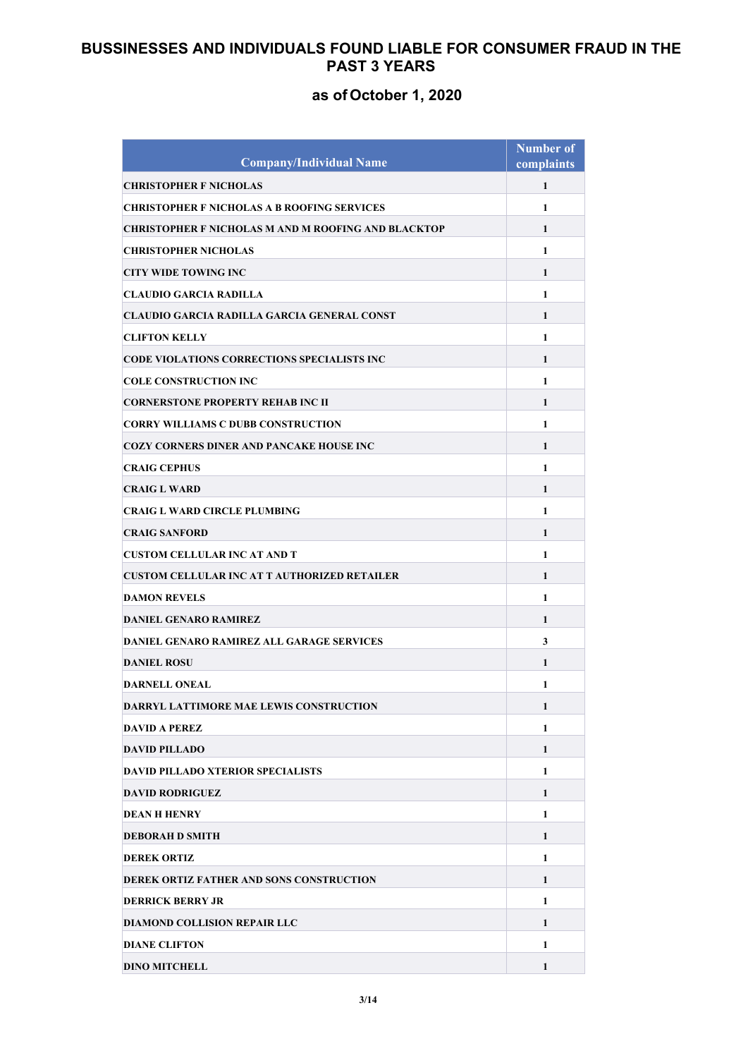# BUSSINESSES AND INDIVIDUALS FOUND LIABLE FOR CONSUMER FRAUD IN THE PAST 3 YEARS

## as of October 1, 2020

| Company/Individual Name | Number of complaints |
|---|---|
| CHRISTOPHER F NICHOLAS | 1 |
| CHRISTOPHER F NICHOLAS A B ROOFING SERVICES | 1 |
| CHRISTOPHER F NICHOLAS M AND M ROOFING AND BLACKTOP | 1 |
| CHRISTOPHER NICHOLAS | 1 |
| CITY WIDE TOWING INC | 1 |
| CLAUDIO GARCIA RADILLA | 1 |
| CLAUDIO GARCIA RADILLA GARCIA GENERAL CONST | 1 |
| CLIFTON KELLY | 1 |
| CODE VIOLATIONS CORRECTIONS SPECIALISTS INC | 1 |
| COLE CONSTRUCTION INC | 1 |
| CORNERSTONE PROPERTY REHAB INC II | 1 |
| CORRY WILLIAMS C DUBB CONSTRUCTION | 1 |
| COZY CORNERS DINER AND PANCAKE HOUSE INC | 1 |
| CRAIG CEPHUS | 1 |
| CRAIG L WARD | 1 |
| CRAIG L WARD CIRCLE PLUMBING | 1 |
| CRAIG SANFORD | 1 |
| CUSTOM CELLULAR INC AT AND T | 1 |
| CUSTOM CELLULAR INC AT T AUTHORIZED RETAILER | 1 |
| DAMON REVELS | 1 |
| DANIEL GENARO RAMIREZ | 1 |
| DANIEL GENARO RAMIREZ ALL GARAGE SERVICES | 3 |
| DANIEL ROSU | 1 |
| DARNELL ONEAL | 1 |
| DARRYL LATTIMORE MAE LEWIS CONSTRUCTION | 1 |
| DAVID A PEREZ | 1 |
| DAVID PILLADO | 1 |
| DAVID PILLADO XTERIOR SPECIALISTS | 1 |
| DAVID RODRIGUEZ | 1 |
| DEAN H HENRY | 1 |
| DEBORAH D SMITH | 1 |
| DEREK ORTIZ | 1 |
| DEREK ORTIZ FATHER AND SONS CONSTRUCTION | 1 |
| DERRICK BERRY JR | 1 |
| DIAMOND COLLISION REPAIR LLC | 1 |
| DIANE CLIFTON | 1 |
| DINO MITCHELL | 1 |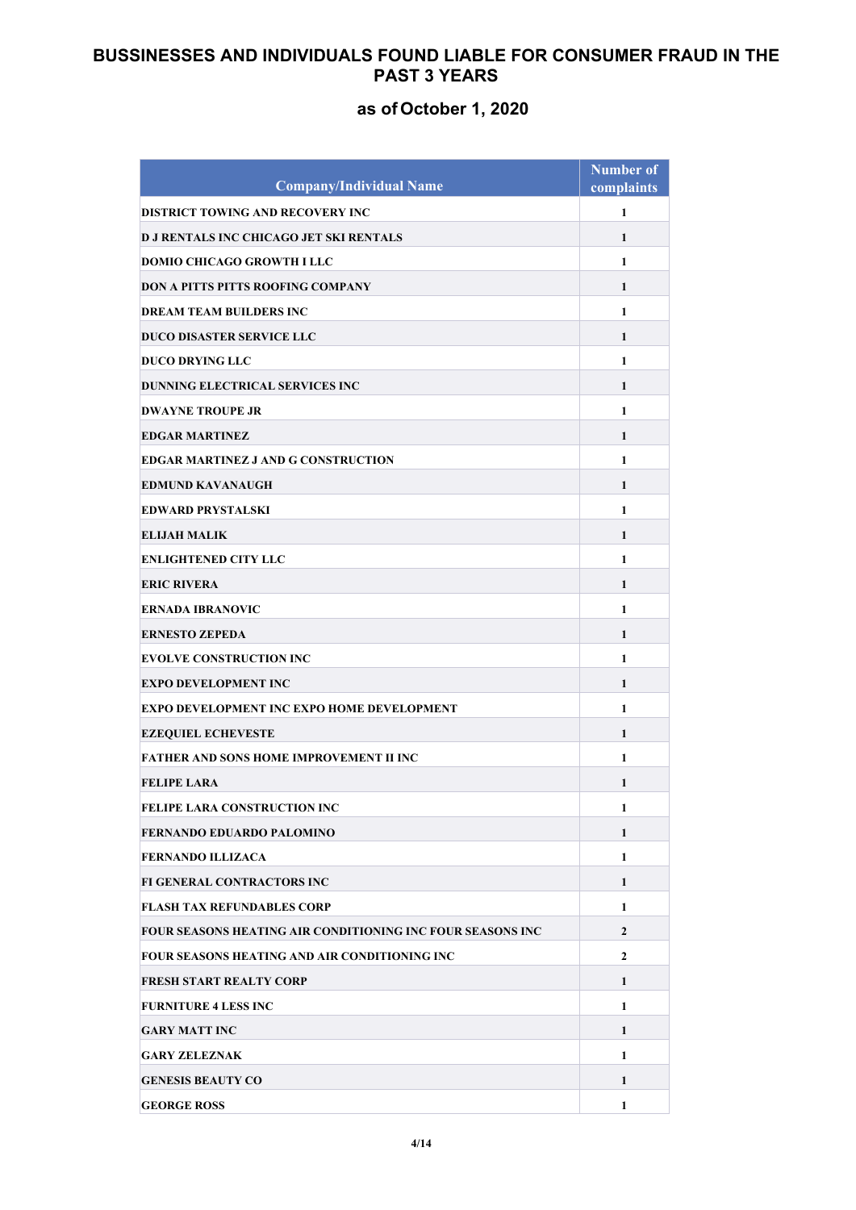# BUSSINESSES AND INDIVIDUALS FOUND LIABLE FOR CONSUMER FRAUD IN THE PAST 3 YEARS

## as of October 1, 2020

| Company/Individual Name | Number of complaints |
|---|---|
| DISTRICT TOWING AND RECOVERY INC | 1 |
| D J RENTALS INC CHICAGO JET SKI RENTALS | 1 |
| DOMIO CHICAGO GROWTH I LLC | 1 |
| DON A PITTS PITTS ROOFING COMPANY | 1 |
| DREAM TEAM BUILDERS INC | 1 |
| DUCO DISASTER SERVICE LLC | 1 |
| DUCO DRYING LLC | 1 |
| DUNNING ELECTRICAL SERVICES INC | 1 |
| DWAYNE TROUPE JR | 1 |
| EDGAR MARTINEZ | 1 |
| EDGAR MARTINEZ J AND G CONSTRUCTION | 1 |
| EDMUND KAVANAUGH | 1 |
| EDWARD PRYSTALSKI | 1 |
| ELIJAH MALIK | 1 |
| ENLIGHTENED CITY LLC | 1 |
| ERIC RIVERA | 1 |
| ERNADA IBRANOVIC | 1 |
| ERNESTO ZEPEDA | 1 |
| EVOLVE CONSTRUCTION INC | 1 |
| EXPO DEVELOPMENT INC | 1 |
| EXPO DEVELOPMENT INC EXPO HOME DEVELOPMENT | 1 |
| EZEQUIEL ECHEVESTE | 1 |
| FATHER AND SONS HOME IMPROVEMENT II INC | 1 |
| FELIPE LARA | 1 |
| FELIPE LARA CONSTRUCTION INC | 1 |
| FERNANDO EDUARDO PALOMINO | 1 |
| FERNANDO ILLIZACA | 1 |
| FI GENERAL CONTRACTORS INC | 1 |
| FLASH TAX REFUNDABLES CORP | 1 |
| FOUR SEASONS HEATING AIR CONDITIONING INC FOUR SEASONS INC | 2 |
| FOUR SEASONS HEATING AND AIR CONDITIONING INC | 2 |
| FRESH START REALTY CORP | 1 |
| FURNITURE 4 LESS INC | 1 |
| GARY MATT INC | 1 |
| GARY ZELEZNAK | 1 |
| GENESIS BEAUTY CO | 1 |
| GEORGE ROSS | 1 |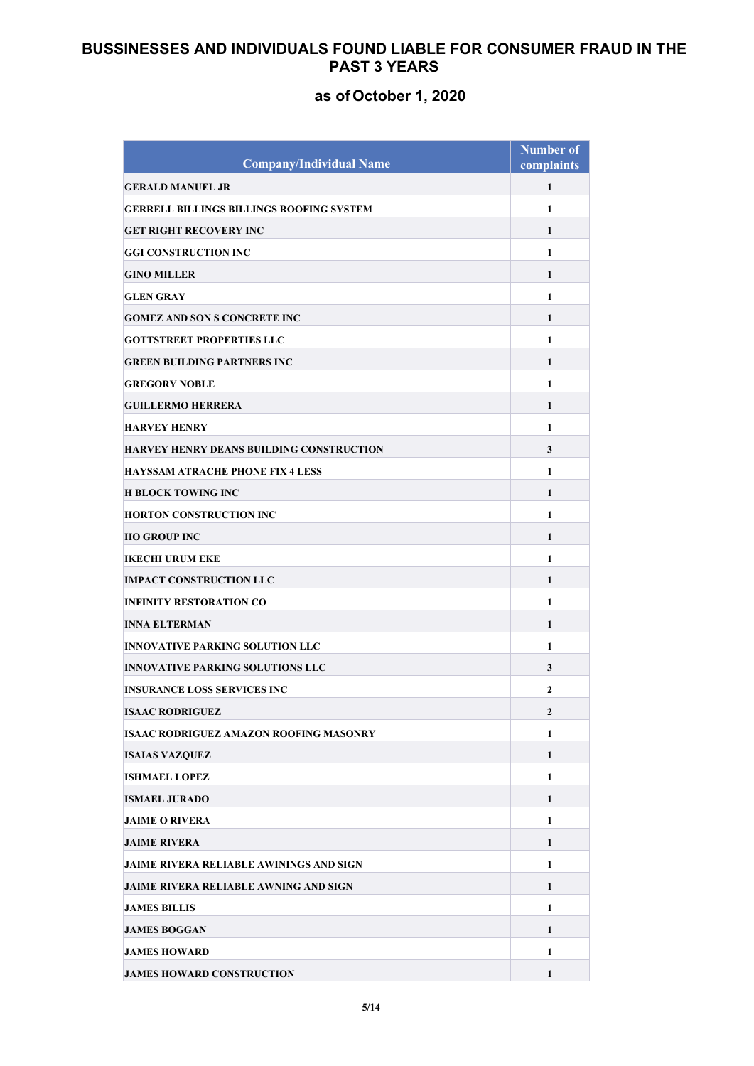# BUSSINESSES AND INDIVIDUALS FOUND LIABLE FOR CONSUMER FRAUD IN THE PAST 3 YEARS

## as of October 1, 2020

| Company/Individual Name | Number of complaints |
|---|---|
| GERALD MANUEL JR | 1 |
| GERRELL BILLINGS BILLINGS ROOFING SYSTEM | 1 |
| GET RIGHT RECOVERY INC | 1 |
| GGI CONSTRUCTION INC | 1 |
| GINO MILLER | 1 |
| GLEN GRAY | 1 |
| GOMEZ AND SON S CONCRETE INC | 1 |
| GOTTSTREET PROPERTIES LLC | 1 |
| GREEN BUILDING PARTNERS INC | 1 |
| GREGORY NOBLE | 1 |
| GUILLERMO HERRERA | 1 |
| HARVEY HENRY | 1 |
| HARVEY HENRY DEANS BUILDING CONSTRUCTION | 3 |
| HAYSSAM ATRACHE PHONE FIX 4 LESS | 1 |
| H BLOCK TOWING INC | 1 |
| HORTON CONSTRUCTION INC | 1 |
| IIO GROUP INC | 1 |
| IKECHI URUM EKE | 1 |
| IMPACT CONSTRUCTION LLC | 1 |
| INFINITY RESTORATION CO | 1 |
| INNA ELTERMAN | 1 |
| INNOVATIVE PARKING SOLUTION LLC | 1 |
| INNOVATIVE PARKING SOLUTIONS LLC | 3 |
| INSURANCE LOSS SERVICES INC | 2 |
| ISAAC RODRIGUEZ | 2 |
| ISAAC RODRIGUEZ AMAZON ROOFING MASONRY | 1 |
| ISAIAS VAZQUEZ | 1 |
| ISHMAEL LOPEZ | 1 |
| ISMAEL JURADO | 1 |
| JAIME O RIVERA | 1 |
| JAIME RIVERA | 1 |
| JAIME RIVERA RELIABLE AWININGS AND SIGN | 1 |
| JAIME RIVERA RELIABLE AWNING AND SIGN | 1 |
| JAMES BILLIS | 1 |
| JAMES BOGGAN | 1 |
| JAMES HOWARD | 1 |
| JAMES HOWARD CONSTRUCTION | 1 |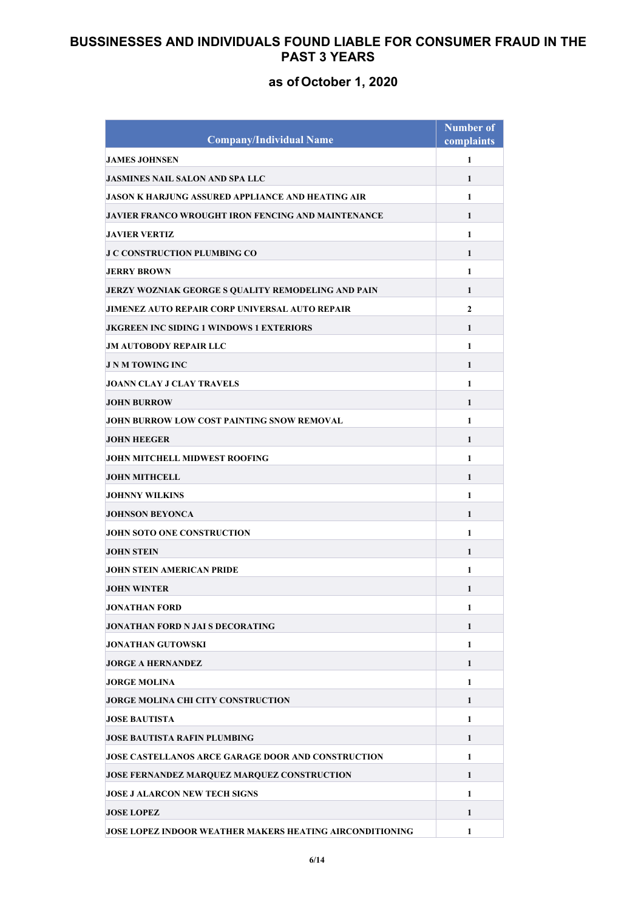# BUSSINESSES AND INDIVIDUALS FOUND LIABLE FOR CONSUMER FRAUD IN THE PAST 3 YEARS

## as of October 1, 2020

| Company/Individual Name | Number of complaints |
|---|---|
| JAMES JOHNSEN | 1 |
| JASMINES NAIL SALON AND SPA LLC | 1 |
| JASON K HARJUNG ASSURED APPLIANCE AND HEATING AIR | 1 |
| JAVIER FRANCO WROUGHT IRON FENCING AND MAINTENANCE | 1 |
| JAVIER VERTIZ | 1 |
| J C CONSTRUCTION PLUMBING CO | 1 |
| JERRY BROWN | 1 |
| JERZY WOZNIAK GEORGE S QUALITY REMODELING AND PAIN | 1 |
| JIMENEZ AUTO REPAIR CORP UNIVERSAL AUTO REPAIR | 2 |
| JKGREEN INC SIDING 1 WINDOWS 1 EXTERIORS | 1 |
| JM AUTOBODY REPAIR LLC | 1 |
| J N M TOWING INC | 1 |
| JOANN CLAY J CLAY TRAVELS | 1 |
| JOHN BURROW | 1 |
| JOHN BURROW LOW COST PAINTING SNOW REMOVAL | 1 |
| JOHN HEEGER | 1 |
| JOHN MITCHELL MIDWEST ROOFING | 1 |
| JOHN MITHCELL | 1 |
| JOHNNY WILKINS | 1 |
| JOHNSON BEYONCA | 1 |
| JOHN SOTO ONE CONSTRUCTION | 1 |
| JOHN STEIN | 1 |
| JOHN STEIN AMERICAN PRIDE | 1 |
| JOHN WINTER | 1 |
| JONATHAN FORD | 1 |
| JONATHAN FORD N JAI S DECORATING | 1 |
| JONATHAN GUTOWSKI | 1 |
| JORGE A HERNANDEZ | 1 |
| JORGE MOLINA | 1 |
| JORGE MOLINA CHI CITY CONSTRUCTION | 1 |
| JOSE BAUTISTA | 1 |
| JOSE BAUTISTA RAFIN PLUMBING | 1 |
| JOSE CASTELLANOS ARCE GARAGE DOOR AND CONSTRUCTION | 1 |
| JOSE FERNANDEZ MARQUEZ MARQUEZ CONSTRUCTION | 1 |
| JOSE J ALARCON NEW TECH SIGNS | 1 |
| JOSE LOPEZ | 1 |
| JOSE LOPEZ INDOOR WEATHER MAKERS HEATING AIRCONDITIONING | 1 |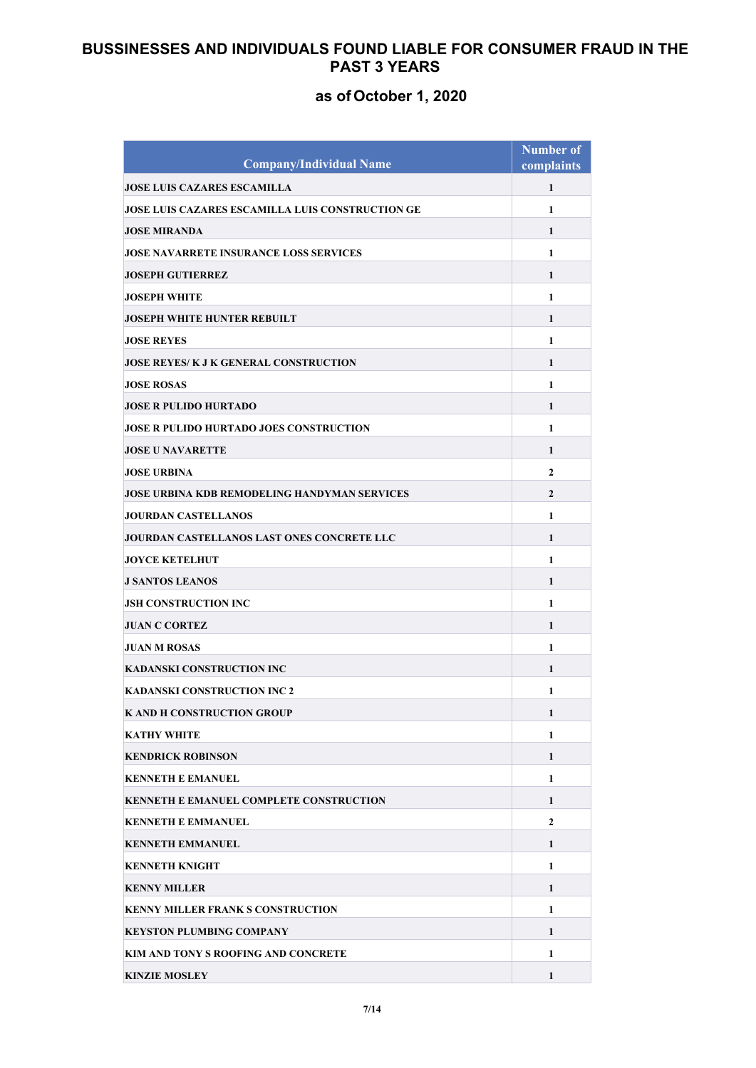# BUSSINESSES AND INDIVIDUALS FOUND LIABLE FOR CONSUMER FRAUD IN THE PAST 3 YEARS

## as of October 1, 2020

| Company/Individual Name | Number of complaints |
|---|---|
| JOSE LUIS CAZARES ESCAMILLA | 1 |
| JOSE LUIS CAZARES ESCAMILLA LUIS CONSTRUCTION GE | 1 |
| JOSE MIRANDA | 1 |
| JOSE NAVARRETE INSURANCE LOSS SERVICES | 1 |
| JOSEPH GUTIERREZ | 1 |
| JOSEPH WHITE | 1 |
| JOSEPH WHITE HUNTER REBUILT | 1 |
| JOSE REYES | 1 |
| JOSE REYES/ K J K GENERAL CONSTRUCTION | 1 |
| JOSE ROSAS | 1 |
| JOSE R PULIDO HURTADO | 1 |
| JOSE R PULIDO HURTADO JOES CONSTRUCTION | 1 |
| JOSE U NAVARETTE | 1 |
| JOSE URBINA | 2 |
| JOSE URBINA KDB REMODELING HANDYMAN SERVICES | 2 |
| JOURDAN CASTELLANOS | 1 |
| JOURDAN CASTELLANOS LAST ONES CONCRETE LLC | 1 |
| JOYCE KETELHUT | 1 |
| J SANTOS LEANOS | 1 |
| JSH CONSTRUCTION INC | 1 |
| JUAN C CORTEZ | 1 |
| JUAN M ROSAS | 1 |
| KADANSKI CONSTRUCTION INC | 1 |
| KADANSKI CONSTRUCTION INC 2 | 1 |
| K AND H CONSTRUCTION GROUP | 1 |
| KATHY WHITE | 1 |
| KENDRICK ROBINSON | 1 |
| KENNETH E EMANUEL | 1 |
| KENNETH E EMANUEL COMPLETE CONSTRUCTION | 1 |
| KENNETH E EMMANUEL | 2 |
| KENNETH EMMANUEL | 1 |
| KENNETH KNIGHT | 1 |
| KENNY MILLER | 1 |
| KENNY MILLER FRANK S CONSTRUCTION | 1 |
| KEYSTON PLUMBING COMPANY | 1 |
| KIM AND TONY S ROOFING AND CONCRETE | 1 |
| KINZIE MOSLEY | 1 |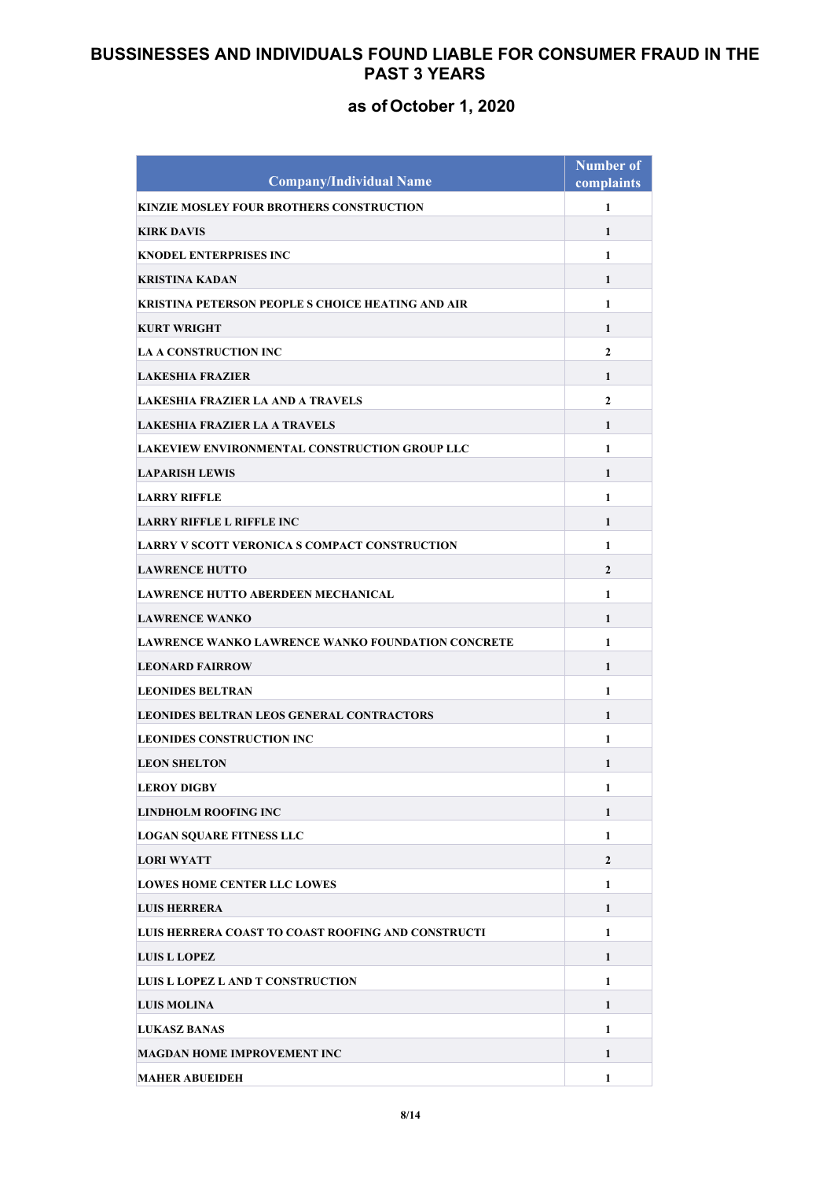# BUSSINESSES AND INDIVIDUALS FOUND LIABLE FOR CONSUMER FRAUD IN THE PAST 3 YEARS

## as of October 1, 2020

| Company/Individual Name | Number of complaints |
| --- | --- |
| KINZIE MOSLEY FOUR BROTHERS CONSTRUCTION | 1 |
| KIRK DAVIS | 1 |
| KNODEL ENTERPRISES INC | 1 |
| KRISTINA KADAN | 1 |
| KRISTINA PETERSON PEOPLE S CHOICE HEATING AND AIR | 1 |
| KURT WRIGHT | 1 |
| LA A CONSTRUCTION INC | 2 |
| LAKESHIA FRAZIER | 1 |
| LAKESHIA FRAZIER LA AND A TRAVELS | 2 |
| LAKESHIA FRAZIER LA A TRAVELS | 1 |
| LAKEVIEW ENVIRONMENTAL CONSTRUCTION GROUP LLC | 1 |
| LAPARISH LEWIS | 1 |
| LARRY RIFFLE | 1 |
| LARRY RIFFLE L RIFFLE INC | 1 |
| LARRY V SCOTT VERONICA S COMPACT CONSTRUCTION | 1 |
| LAWRENCE HUTTO | 2 |
| LAWRENCE HUTTO ABERDEEN MECHANICAL | 1 |
| LAWRENCE WANKO | 1 |
| LAWRENCE WANKO LAWRENCE WANKO FOUNDATION CONCRETE | 1 |
| LEONARD FAIRROW | 1 |
| LEONIDES BELTRAN | 1 |
| LEONIDES BELTRAN LEOS GENERAL CONTRACTORS | 1 |
| LEONIDES CONSTRUCTION INC | 1 |
| LEON SHELTON | 1 |
| LEROY DIGBY | 1 |
| LINDHOLM ROOFING INC | 1 |
| LOGAN SQUARE FITNESS LLC | 1 |
| LORI WYATT | 2 |
| LOWES HOME CENTER LLC LOWES | 1 |
| LUIS HERRERA | 1 |
| LUIS HERRERA COAST TO COAST ROOFING AND CONSTRUCTI | 1 |
| LUIS L LOPEZ | 1 |
| LUIS L LOPEZ L AND T CONSTRUCTION | 1 |
| LUIS MOLINA | 1 |
| LUKASZ BANAS | 1 |
| MAGDAN HOME IMPROVEMENT INC | 1 |
| MAHER ABUEIDEH | 1 |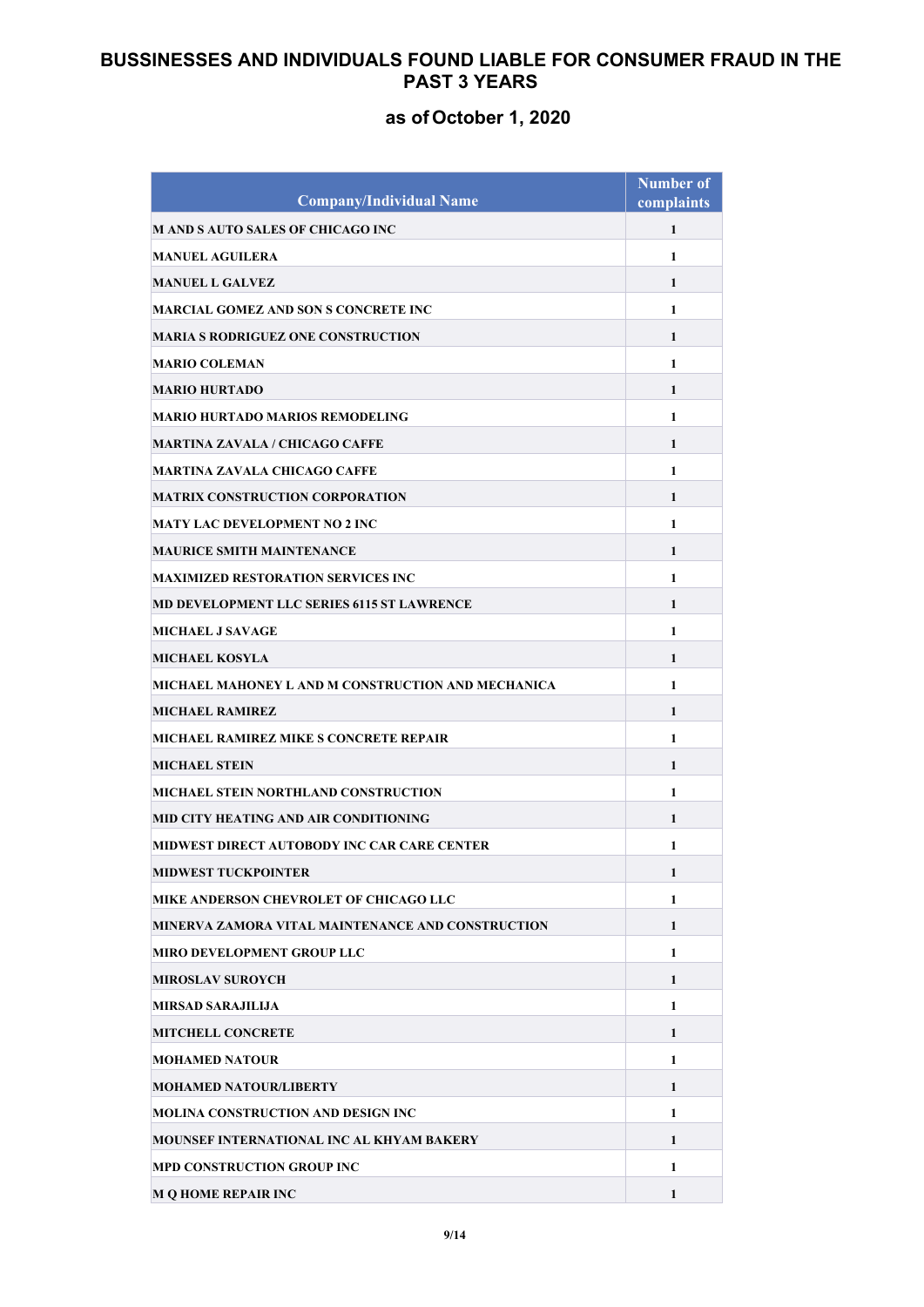# BUSSINESSES AND INDIVIDUALS FOUND LIABLE FOR CONSUMER FRAUD IN THE PAST 3 YEARS

## as of October 1, 2020

| Company/Individual Name | Number of complaints |
|---|---|
| M AND S AUTO SALES OF CHICAGO INC | 1 |
| MANUEL AGUILERA | 1 |
| MANUEL L GALVEZ | 1 |
| MARCIAL GOMEZ AND SON S CONCRETE INC | 1 |
| MARIA S RODRIGUEZ ONE CONSTRUCTION | 1 |
| MARIO COLEMAN | 1 |
| MARIO HURTADO | 1 |
| MARIO HURTADO MARIOS REMODELING | 1 |
| MARTINA ZAVALA / CHICAGO CAFFE | 1 |
| MARTINA ZAVALA CHICAGO CAFFE | 1 |
| MATRIX CONSTRUCTION CORPORATION | 1 |
| MATY LAC DEVELOPMENT NO 2 INC | 1 |
| MAURICE SMITH MAINTENANCE | 1 |
| MAXIMIZED RESTORATION SERVICES INC | 1 |
| MD DEVELOPMENT LLC SERIES 6115 ST LAWRENCE | 1 |
| MICHAEL J SAVAGE | 1 |
| MICHAEL KOSYLA | 1 |
| MICHAEL MAHONEY L AND M CONSTRUCTION AND MECHANICA | 1 |
| MICHAEL RAMIREZ | 1 |
| MICHAEL RAMIREZ MIKE S CONCRETE REPAIR | 1 |
| MICHAEL STEIN | 1 |
| MICHAEL STEIN NORTHLAND CONSTRUCTION | 1 |
| MID CITY HEATING AND AIR CONDITIONING | 1 |
| MIDWEST DIRECT AUTOBODY INC CAR CARE CENTER | 1 |
| MIDWEST TUCKPOINTER | 1 |
| MIKE ANDERSON CHEVROLET OF CHICAGO LLC | 1 |
| MINERVA ZAMORA VITAL MAINTENANCE AND CONSTRUCTION | 1 |
| MIRO DEVELOPMENT GROUP LLC | 1 |
| MIROSLAV SUROYCH | 1 |
| MIRSAD SARAJILIJA | 1 |
| MITCHELL CONCRETE | 1 |
| MOHAMED NATOUR | 1 |
| MOHAMED NATOUR/LIBERTY | 1 |
| MOLINA CONSTRUCTION AND DESIGN INC | 1 |
| MOUNSEF INTERNATIONAL INC AL KHYAM BAKERY | 1 |
| MPD CONSTRUCTION GROUP INC | 1 |
| M Q HOME REPAIR INC | 1 |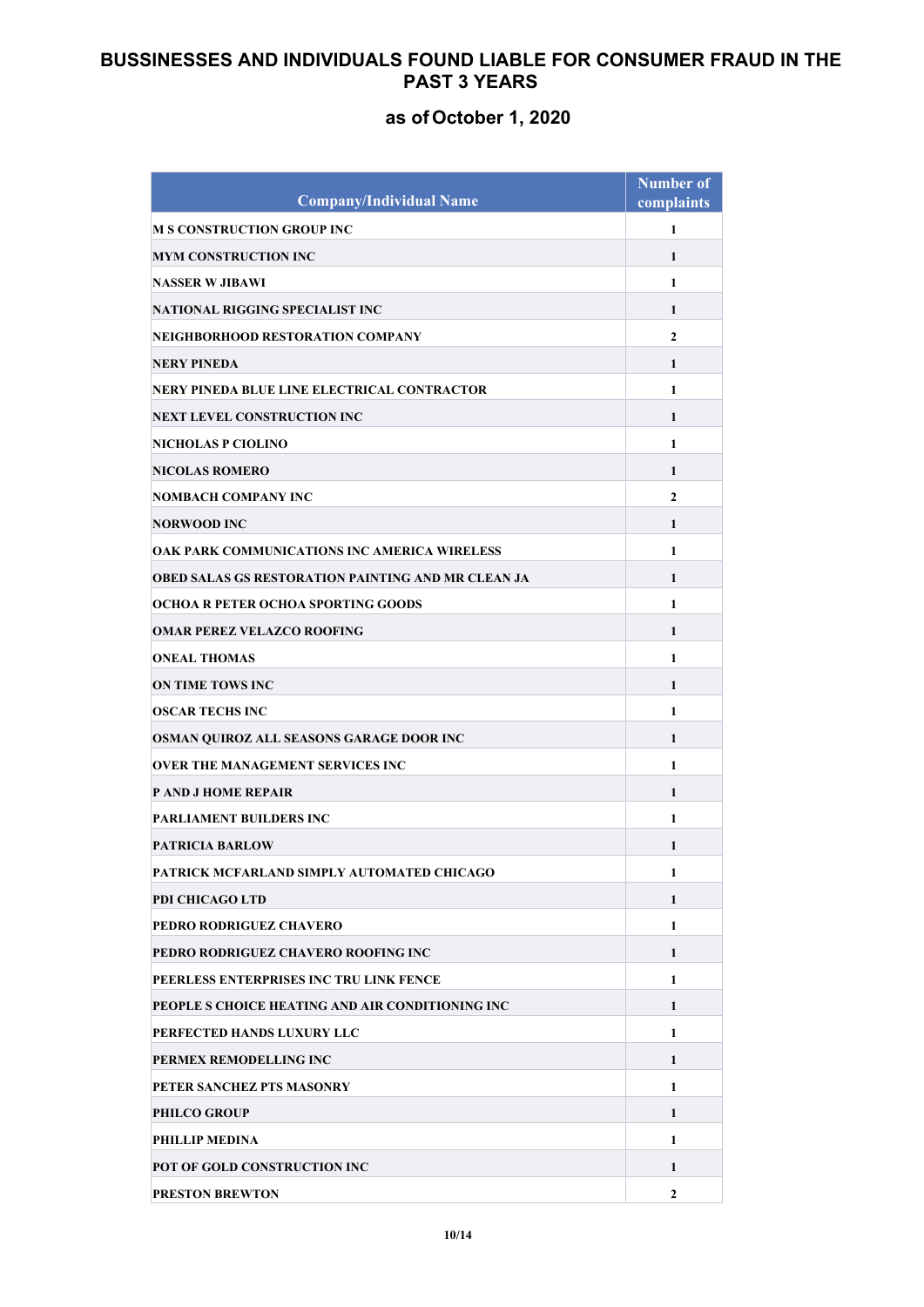# BUSSINESSES AND INDIVIDUALS FOUND LIABLE FOR CONSUMER FRAUD IN THE PAST 3 YEARS

## as of October 1, 2020

| Company/Individual Name | Number of complaints |
|---|---|
| M S CONSTRUCTION GROUP INC | 1 |
| MYM CONSTRUCTION INC | 1 |
| NASSER W JIBAWI | 1 |
| NATIONAL RIGGING SPECIALIST INC | 1 |
| NEIGHBORHOOD RESTORATION COMPANY | 2 |
| NERY PINEDA | 1 |
| NERY PINEDA BLUE LINE ELECTRICAL CONTRACTOR | 1 |
| NEXT LEVEL CONSTRUCTION INC | 1 |
| NICHOLAS P CIOLINO | 1 |
| NICOLAS ROMERO | 1 |
| NOMBACH COMPANY INC | 2 |
| NORWOOD INC | 1 |
| OAK PARK COMMUNICATIONS INC AMERICA WIRELESS | 1 |
| OBED SALAS GS RESTORATION PAINTING AND MR CLEAN JA | 1 |
| OCHOA R PETER OCHOA SPORTING GOODS | 1 |
| OMAR PEREZ VELAZCO ROOFING | 1 |
| ONEAL THOMAS | 1 |
| ON TIME TOWS INC | 1 |
| OSCAR TECHS INC | 1 |
| OSMAN QUIROZ ALL SEASONS GARAGE DOOR INC | 1 |
| OVER THE MANAGEMENT SERVICES INC | 1 |
| P AND J HOME REPAIR | 1 |
| PARLIAMENT BUILDERS INC | 1 |
| PATRICIA BARLOW | 1 |
| PATRICK MCFARLAND SIMPLY AUTOMATED CHICAGO | 1 |
| PDI CHICAGO LTD | 1 |
| PEDRO RODRIGUEZ CHAVERO | 1 |
| PEDRO RODRIGUEZ CHAVERO ROOFING INC | 1 |
| PEERLESS ENTERPRISES INC TRU LINK FENCE | 1 |
| PEOPLE S CHOICE HEATING AND AIR CONDITIONING INC | 1 |
| PERFECTED HANDS LUXURY LLC | 1 |
| PERMEX REMODELLING INC | 1 |
| PETER SANCHEZ PTS MASONRY | 1 |
| PHILCO GROUP | 1 |
| PHILLIP MEDINA | 1 |
| POT OF GOLD CONSTRUCTION INC | 1 |
| PRESTON BREWTON | 2 |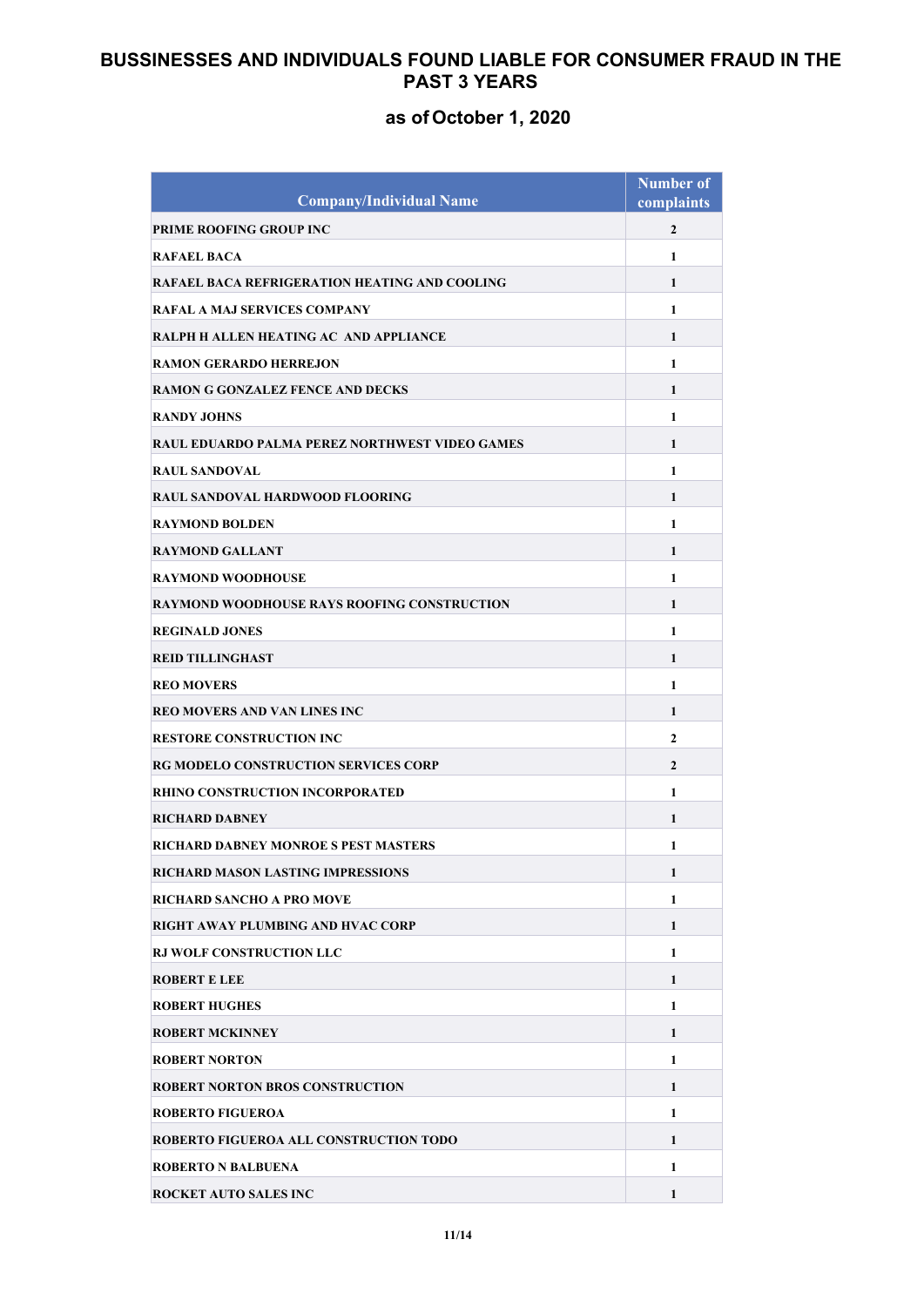# BUSSINESSES AND INDIVIDUALS FOUND LIABLE FOR CONSUMER FRAUD IN THE PAST 3 YEARS

## as of October 1, 2020

| Company/Individual Name | Number of complaints |
|---|---|
| PRIME ROOFING GROUP INC | 2 |
| RAFAEL BACA | 1 |
| RAFAEL BACA REFRIGERATION HEATING AND COOLING | 1 |
| RAFAL A MAJ SERVICES COMPANY | 1 |
| RALPH H ALLEN HEATING AC AND APPLIANCE | 1 |
| RAMON GERARDO HERREJON | 1 |
| RAMON G GONZALEZ FENCE AND DECKS | 1 |
| RANDY JOHNS | 1 |
| RAUL EDUARDO PALMA PEREZ NORTHWEST VIDEO GAMES | 1 |
| RAUL SANDOVAL | 1 |
| RAUL SANDOVAL HARDWOOD FLOORING | 1 |
| RAYMOND BOLDEN | 1 |
| RAYMOND GALLANT | 1 |
| RAYMOND WOODHOUSE | 1 |
| RAYMOND WOODHOUSE RAYS ROOFING CONSTRUCTION | 1 |
| REGINALD JONES | 1 |
| REID TILLINGHAST | 1 |
| REO MOVERS | 1 |
| REO MOVERS AND VAN LINES INC | 1 |
| RESTORE CONSTRUCTION INC | 2 |
| RG MODELO CONSTRUCTION SERVICES CORP | 2 |
| RHINO CONSTRUCTION INCORPORATED | 1 |
| RICHARD DABNEY | 1 |
| RICHARD DABNEY MONROE S PEST MASTERS | 1 |
| RICHARD MASON LASTING IMPRESSIONS | 1 |
| RICHARD SANCHO A PRO MOVE | 1 |
| RIGHT AWAY PLUMBING AND HVAC CORP | 1 |
| RJ WOLF CONSTRUCTION LLC | 1 |
| ROBERT E LEE | 1 |
| ROBERT HUGHES | 1 |
| ROBERT MCKINNEY | 1 |
| ROBERT NORTON | 1 |
| ROBERT NORTON BROS CONSTRUCTION | 1 |
| ROBERTO FIGUEROA | 1 |
| ROBERTO FIGUEROA ALL CONSTRUCTION TODO | 1 |
| ROBERTO N BALBUENA | 1 |
| ROCKET AUTO SALES INC | 1 |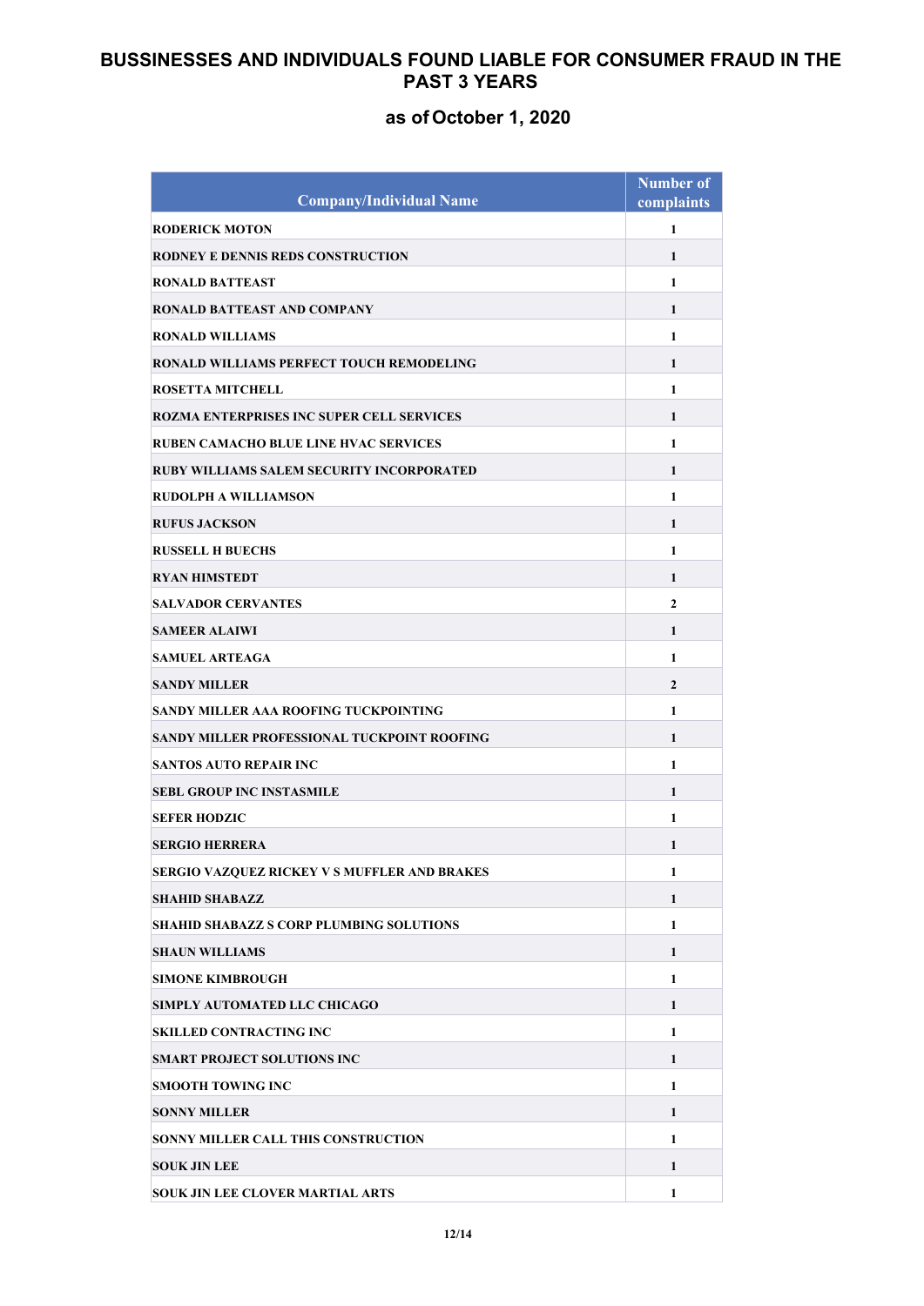# BUSSINESSES AND INDIVIDUALS FOUND LIABLE FOR CONSUMER FRAUD IN THE PAST 3 YEARS

## as of October 1, 2020

| Company/Individual Name | Number of complaints |
|---|---|
| RODERICK MOTON | 1 |
| RODNEY E DENNIS REDS CONSTRUCTION | 1 |
| RONALD BATTEAST | 1 |
| RONALD BATTEAST AND COMPANY | 1 |
| RONALD WILLIAMS | 1 |
| RONALD WILLIAMS PERFECT TOUCH REMODELING | 1 |
| ROSETTA MITCHELL | 1 |
| ROZMA ENTERPRISES INC SUPER CELL SERVICES | 1 |
| RUBEN CAMACHO BLUE LINE HVAC SERVICES | 1 |
| RUBY WILLIAMS SALEM SECURITY INCORPORATED | 1 |
| RUDOLPH A WILLIAMSON | 1 |
| RUFUS JACKSON | 1 |
| RUSSELL H BUECHS | 1 |
| RYAN HIMSTEDT | 1 |
| SALVADOR CERVANTES | 2 |
| SAMEER ALAIWI | 1 |
| SAMUEL ARTEAGA | 1 |
| SANDY MILLER | 2 |
| SANDY MILLER AAA ROOFING TUCKPOINTING | 1 |
| SANDY MILLER PROFESSIONAL TUCKPOINT ROOFING | 1 |
| SANTOS AUTO REPAIR INC | 1 |
| SEBL GROUP INC INSTASMILE | 1 |
| SEFER HODZIC | 1 |
| SERGIO HERRERA | 1 |
| SERGIO VAZQUEZ RICKEY V S MUFFLER AND BRAKES | 1 |
| SHAHID SHABAZZ | 1 |
| SHAHID SHABAZZ S CORP PLUMBING SOLUTIONS | 1 |
| SHAUN WILLIAMS | 1 |
| SIMONE KIMBROUGH | 1 |
| SIMPLY AUTOMATED LLC CHICAGO | 1 |
| SKILLED CONTRACTING INC | 1 |
| SMART PROJECT SOLUTIONS INC | 1 |
| SMOOTH TOWING INC | 1 |
| SONNY MILLER | 1 |
| SONNY MILLER CALL THIS CONSTRUCTION | 1 |
| SOUK JIN LEE | 1 |
| SOUK JIN LEE CLOVER MARTIAL ARTS | 1 |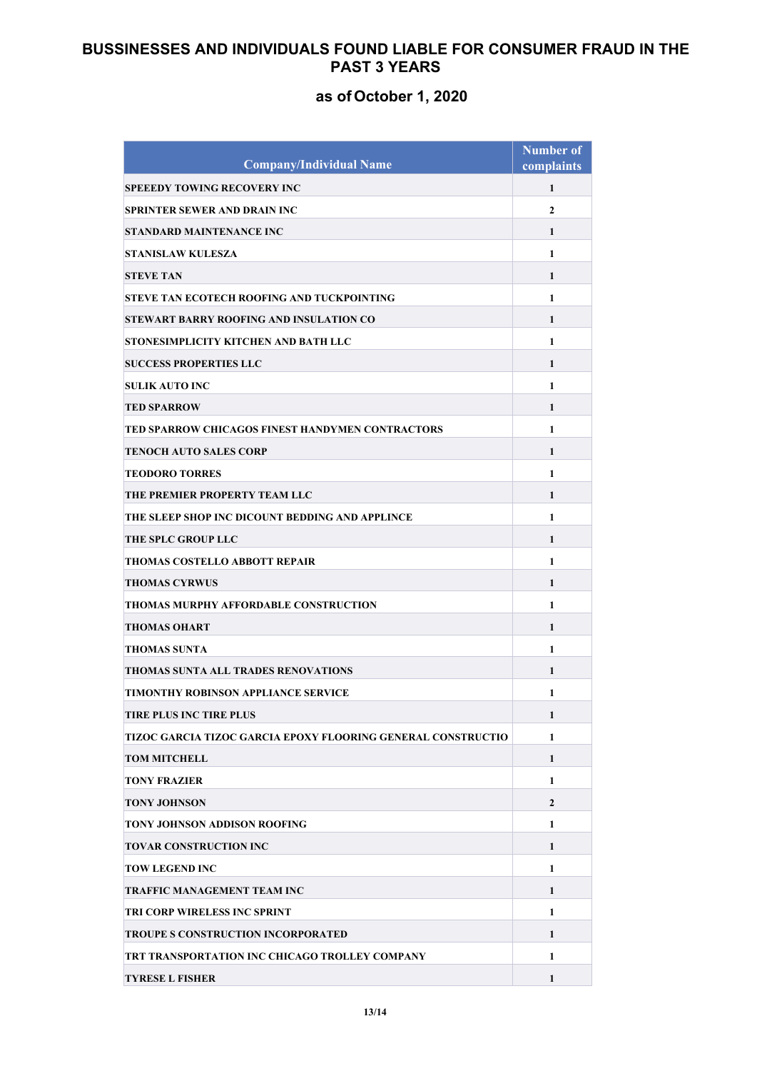# BUSSINESSES AND INDIVIDUALS FOUND LIABLE FOR CONSUMER FRAUD IN THE PAST 3 YEARS

## as of October 1, 2020

| Company/Individual Name | Number of complaints |
|---|---|
| SPEEEDY TOWING RECOVERY INC | 1 |
| SPRINTER SEWER AND DRAIN INC | 2 |
| STANDARD MAINTENANCE INC | 1 |
| STANISLAW KULESZA | 1 |
| STEVE TAN | 1 |
| STEVE TAN ECOTECH ROOFING AND TUCKPOINTING | 1 |
| STEWART BARRY ROOFING AND INSULATION CO | 1 |
| STONESIMPLICITY KITCHEN AND BATH LLC | 1 |
| SUCCESS PROPERTIES LLC | 1 |
| SULIK AUTO INC | 1 |
| TED SPARROW | 1 |
| TED SPARROW CHICAGOS FINEST HANDYMEN CONTRACTORS | 1 |
| TENOCH AUTO SALES CORP | 1 |
| TEODORO TORRES | 1 |
| THE PREMIER PROPERTY TEAM LLC | 1 |
| THE SLEEP SHOP INC DICOUNT BEDDING AND APPLINCE | 1 |
| THE SPLC GROUP LLC | 1 |
| THOMAS COSTELLO ABBOTT REPAIR | 1 |
| THOMAS CYRWUS | 1 |
| THOMAS MURPHY AFFORDABLE CONSTRUCTION | 1 |
| THOMAS OHART | 1 |
| THOMAS SUNTA | 1 |
| THOMAS SUNTA ALL TRADES RENOVATIONS | 1 |
| TIMONTHY ROBINSON APPLIANCE SERVICE | 1 |
| TIRE PLUS INC TIRE PLUS | 1 |
| TIZOC GARCIA TIZOC GARCIA EPOXY FLOORING GENERAL CONSTRUCTIO | 1 |
| TOM MITCHELL | 1 |
| TONY FRAZIER | 1 |
| TONY JOHNSON | 2 |
| TONY JOHNSON ADDISON ROOFING | 1 |
| TOVAR CONSTRUCTION INC | 1 |
| TOW LEGEND INC | 1 |
| TRAFFIC MANAGEMENT TEAM INC | 1 |
| TRI CORP WIRELESS INC SPRINT | 1 |
| TROUPE S CONSTRUCTION INCORPORATED | 1 |
| TRT TRANSPORTATION INC CHICAGO TROLLEY COMPANY | 1 |
| TYRESE L FISHER | 1 |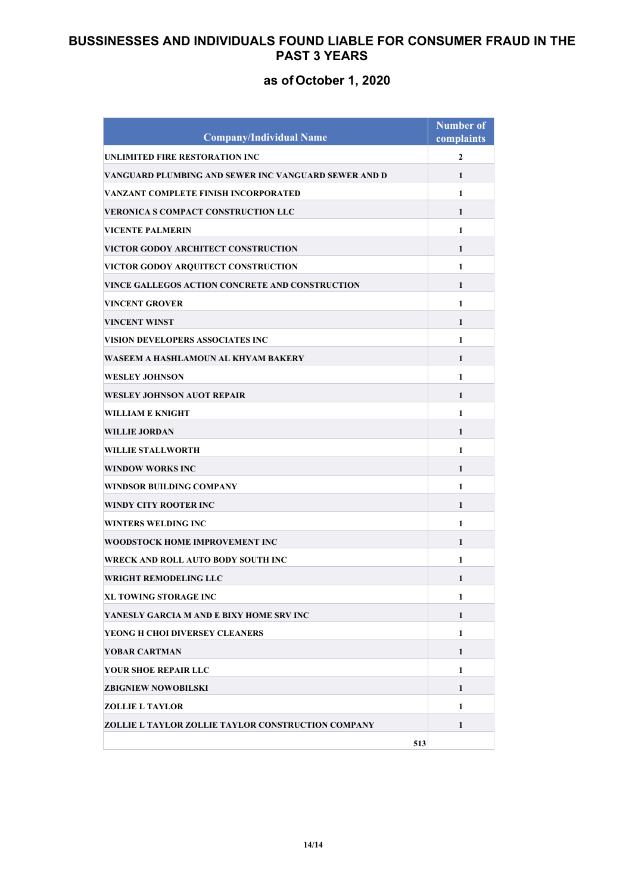# BUSSINESSES AND INDIVIDUALS FOUND LIABLE FOR CONSUMER FRAUD IN THE PAST 3 YEARS

## as of October 1, 2020

| Company/Individual Name | Number of complaints |
|---|---|
| UNLIMITED FIRE RESTORATION INC | 2 |
| VANGUARD PLUMBING AND SEWER INC VANGUARD SEWER AND D | 1 |
| VANZANT COMPLETE FINISH INCORPORATED | 1 |
| VERONICA S COMPACT CONSTRUCTION LLC | 1 |
| VICENTE PALMERIN | 1 |
| VICTOR GODOY ARCHITECT CONSTRUCTION | 1 |
| VICTOR GODOY ARQUITECT CONSTRUCTION | 1 |
| VINCE GALLEGOS ACTION CONCRETE AND CONSTRUCTION | 1 |
| VINCENT GROVER | 1 |
| VINCENT WINST | 1 |
| VISION DEVELOPERS ASSOCIATES INC | 1 |
| WASEEM A HASHLAMOUN AL KHYAM BAKERY | 1 |
| WESLEY JOHNSON | 1 |
| WESLEY JOHNSON AUOT REPAIR | 1 |
| WILLIAM E KNIGHT | 1 |
| WILLIE JORDAN | 1 |
| WILLIE STALLWORTH | 1 |
| WINDOW WORKS INC | 1 |
| WINDSOR BUILDING COMPANY | 1 |
| WINDY CITY ROOTER INC | 1 |
| WINTERS WELDING INC | 1 |
| WOODSTOCK HOME IMPROVEMENT INC | 1 |
| WRECK AND ROLL AUTO BODY SOUTH INC | 1 |
| WRIGHT REMODELING LLC | 1 |
| XL TOWING STORAGE INC | 1 |
| YANESLY GARCIA M AND E BIXY HOME SRV INC | 1 |
| YEONG H CHOI DIVERSEY CLEANERS | 1 |
| YOBAR CARTMAN | 1 |
| YOUR SHOE REPAIR LLC | 1 |
| ZBIGNIEW NOWOBILSKI | 1 |
| ZOLLIE L TAYLOR | 1 |
| ZOLLIE L TAYLOR ZOLLIE TAYLOR CONSTRUCTION COMPANY | 1 |
| 513 | |